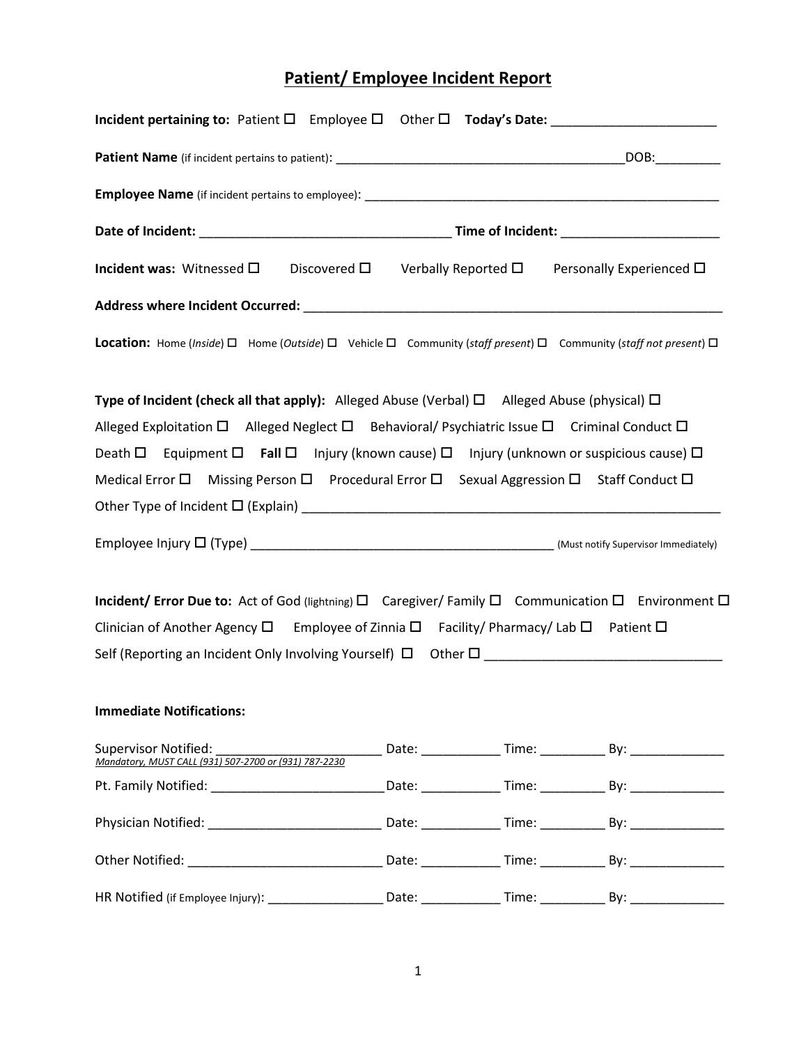# Patient/ Employee Incident Report

**Incident pertaining to:** Patient ☐ Employee ☐ Other ☐ **Today's Date:** _______________________

**Patient Name** (if incident pertains to patient): __________________________________________DOB:_________

**Employee Name** (if incident pertains to employee): ____________________________________________________

**Date of Incident:** ____________________________________ **Time of Incident:** ______________________

**Incident was:** Witnessed ☐ Discovered ☐ Verbally Reported ☐ Personally Experienced ☐

**Address where Incident Occurred:** ____________________________________________________________

**Location:** Home (*Inside*) ☐ Home (*Outside*) ☐ Vehicle ☐ Community (*staff present*) ☐ Community (*staff not present*) ☐

**Type of Incident (check all that apply):** Alleged Abuse (Verbal) ☐ Alleged Abuse (physical) ☐
Alleged Exploitation ☐ Alleged Neglect ☐ Behavioral/ Psychiatric Issue ☐ Criminal Conduct ☐
Death ☐ Equipment ☐ **Fall** ☐ Injury (known cause) ☐ Injury (unknown or suspicious cause) ☐
Medical Error ☐ Missing Person ☐ Procedural Error ☐ Sexual Aggression ☐ Staff Conduct ☐
Other Type of Incident ☐ (Explain) ____________________________________________________________

Employee Injury ☐ (Type) ____________________________________________ (Must notify Supervisor Immediately)

**Incident/ Error Due to:** Act of God (lightning) ☐ Caregiver/ Family ☐ Communication ☐ Environment ☐
Clinician of Another Agency ☐ Employee of Zinnia ☐ Facility/ Pharmacy/ Lab ☐ Patient ☐
Self (Reporting an Incident Only Involving Yourself) ☐ Other ☐ ________________________________

**Immediate Notifications:**

Supervisor Notified: ________________________ Date: ___________ Time: _________ By: _____________
*Mandatory, MUST CALL (931) 507-2700 or (931) 787-2230*

Pt. Family Notified: ________________________ Date: ___________ Time: _________ By: _____________

Physician Notified: ________________________ Date: ___________ Time: _________ By: _____________

Other Notified: ___________________________ Date: ___________ Time: _________ By: _____________

HR Notified (if Employee Injury): ________________ Date: ___________ Time: _________ By: _____________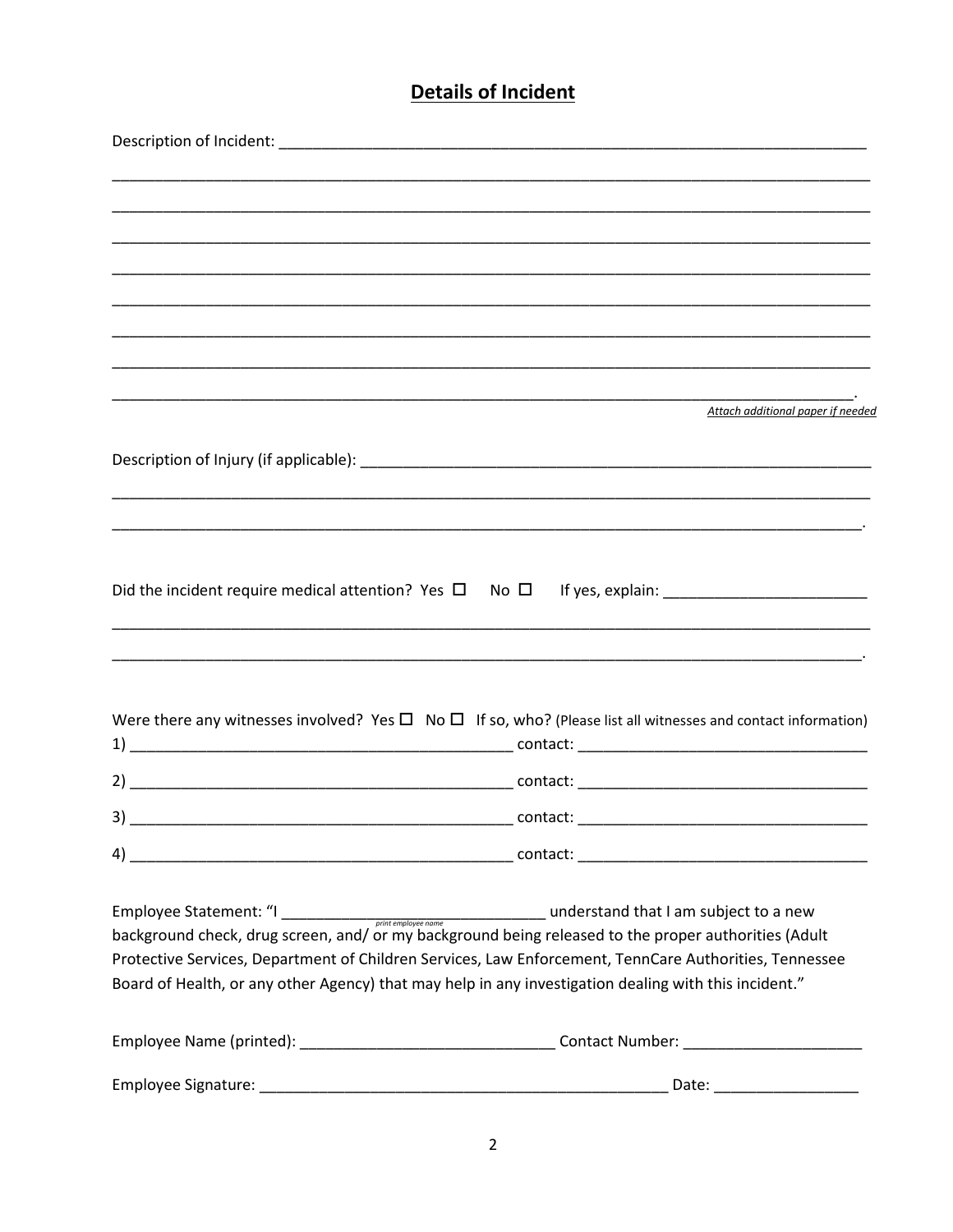## Details of Incident

Description of Incident: ______________________________________________________________________

__________________________________________________________________________________________

__________________________________________________________________________________________

__________________________________________________________________________________________

__________________________________________________________________________________________

__________________________________________________________________________________________

__________________________________________________________________________________________

__________________________________________________________________________________________

_________________________________________________________________________________________.

*Attach additional paper if needed*

Description of Injury (if applicable): _____________________________________________________________

__________________________________________________________________________________________

_________________________________________________________________________________________.

Did the incident require medical attention? Yes ☐ No ☐ If yes, explain: _________________________

__________________________________________________________________________________________

_________________________________________________________________________________________.

Were there any witnesses involved? Yes ☐ No ☐ If so, who? (Please list all witnesses and contact information)

1) _____________________________________________ contact: __________________________________

2) _____________________________________________ contact: __________________________________

3) _____________________________________________ contact: __________________________________

4) _____________________________________________ contact: __________________________________

Employee Statement: "I ________________________________ understand that I am subject to a new
*print employee name*
background check, drug screen, and/ or my background being released to the proper authorities (Adult Protective Services, Department of Children Services, Law Enforcement, TennCare Authorities, Tennessee Board of Health, or any other Agency) that may help in any investigation dealing with this incident."

Employee Name (printed): ______________________________ Contact Number: _____________________

Employee Signature: _________________________________________________ Date: _________________